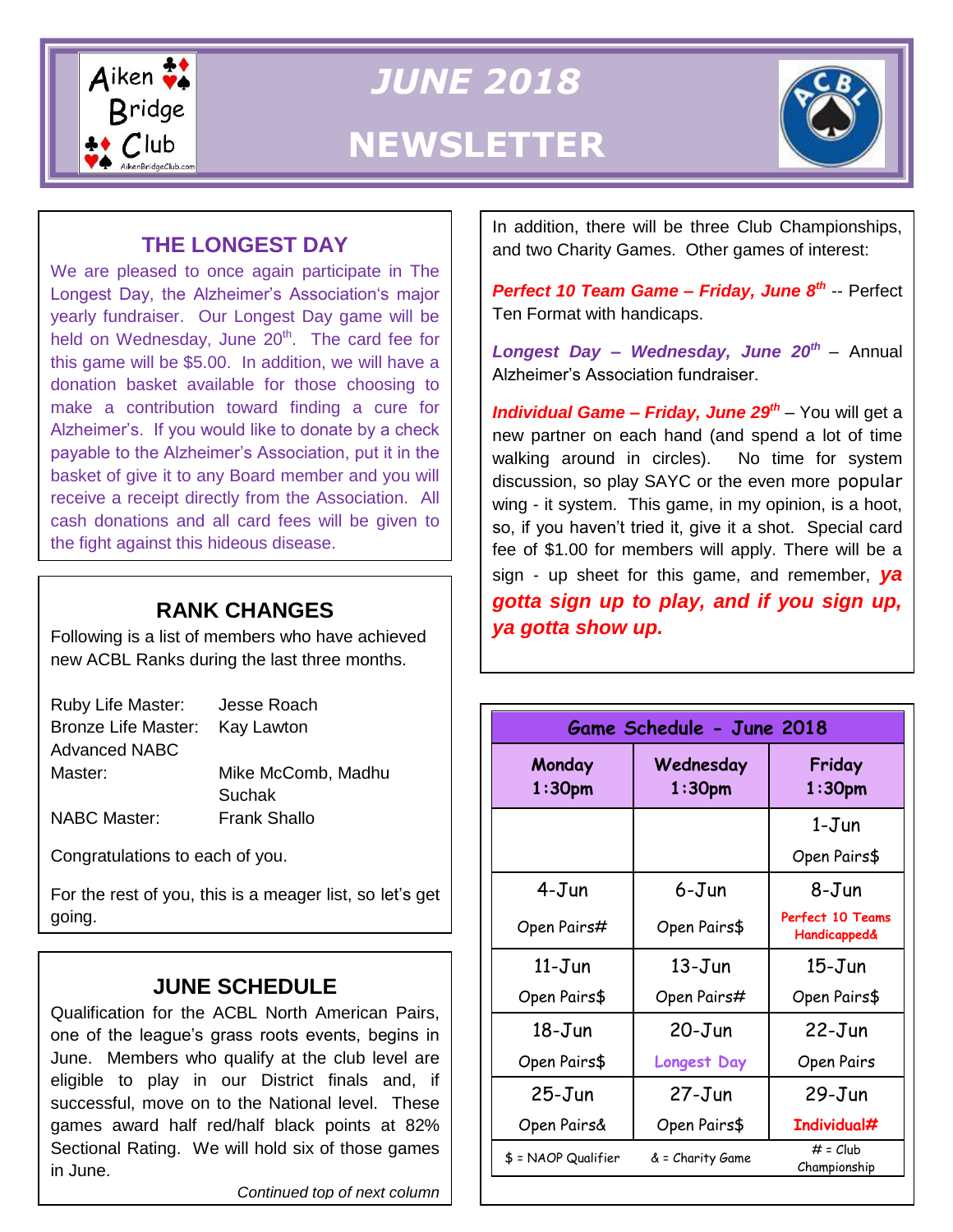# JUNE 2018 NEWSLETTER

Aiken Bridge Club

## THE LONGEST DAY

We are pleased to once again participate in The Longest Day, the Alzheimer's Association's major yearly fundraiser. Our Longest Day game will be held on Wednesday, June 20th. The card fee for this game will be $5.00. In addition, we will have a donation basket available for those choosing to make a contribution toward finding a cure for Alzheimer's. If you would like to donate by a check payable to the Alzheimer's Association, put it in the basket of give it to any Board member and you will receive a receipt directly from the Association. All cash donations and all card fees will be given to the fight against this hideous disease.

## RANK CHANGES

Following is a list of members who have achieved new ACBL Ranks during the last three months.

| | |
|---|---|
| Ruby Life Master: | Jesse Roach |
| Bronze Life Master: | Kay Lawton |
| Advanced NABC Master: | Mike McComb, Madhu Suchak |
| NABC Master: | Frank Shallo |

Congratulations to each of you.

For the rest of you, this is a meager list, so let's get going.

## JUNE SCHEDULE

Qualification for the ACBL North American Pairs, one of the league's grass roots events, begins in June. Members who qualify at the club level are eligible to play in our District finals and, if successful, move on to the National level. These games award half red/half black points at 82% Sectional Rating. We will hold six of those games in June.

*Continued top of next column*

In addition, there will be three Club Championships, and two Charity Games. Other games of interest:

***Perfect 10 Team Game – Friday, June 8th*** -- Perfect Ten Format with handicaps.

***Longest Day – Wednesday, June 20th*** – Annual Alzheimer's Association fundraiser.

***Individual Game – Friday, June 29th*** – You will get a new partner on each hand (and spend a lot of time walking around in circles). No time for system discussion, so play SAYC or the even more popular wing - it system. This game, in my opinion, is a hoot, so, if you haven't tried it, give it a shot. Special card fee of $1.00 for members will apply. There will be a sign - up sheet for this game, and remember, ***ya gotta sign up to play, and if you sign up, ya gotta show up.***

| Game Schedule - June 2018 | | |
|---|---|---|
| **Monday 1:30pm** | **Wednesday 1:30pm** | **Friday 1:30pm** |
| | | 1-Jun Open Pairs$ |
| 4-Jun Open Pairs# | 6-Jun Open Pairs$ | 8-Jun Perfect 10 Teams Handicapped& |
| 11-Jun Open Pairs$ | 13-Jun Open Pairs# | 15-Jun Open Pairs$ |
| 18-Jun Open Pairs$ | 20-Jun Longest Day | 22-Jun Open Pairs |
| 25-Jun Open Pairs& | 27-Jun Open Pairs$ | 29-Jun Individual# |
| $ = NAOP Qualifier | & = Charity Game | # = Club Championship |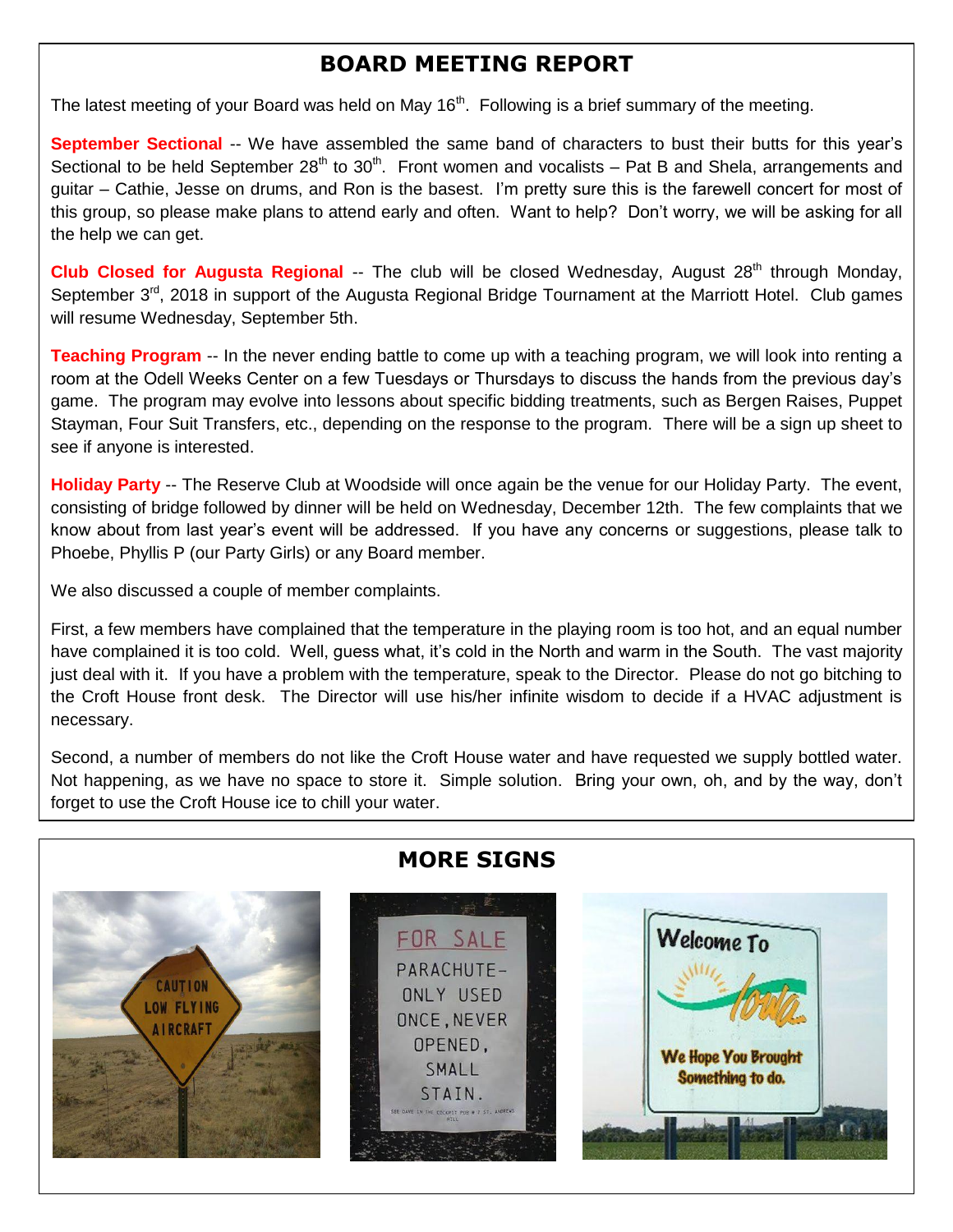## BOARD MEETING REPORT

The latest meeting of your Board was held on May 16th. Following is a brief summary of the meeting.

**September Sectional** -- We have assembled the same band of characters to bust their butts for this year's Sectional to be held September 28th to 30th. Front women and vocalists – Pat B and Shela, arrangements and guitar – Cathie, Jesse on drums, and Ron is the basest. I'm pretty sure this is the farewell concert for most of this group, so please make plans to attend early and often. Want to help? Don't worry, we will be asking for all the help we can get.

**Club Closed for Augusta Regional** -- The club will be closed Wednesday, August 28th through Monday, September 3rd, 2018 in support of the Augusta Regional Bridge Tournament at the Marriott Hotel. Club games will resume Wednesday, September 5th.

**Teaching Program** -- In the never ending battle to come up with a teaching program, we will look into renting a room at the Odell Weeks Center on a few Tuesdays or Thursdays to discuss the hands from the previous day's game. The program may evolve into lessons about specific bidding treatments, such as Bergen Raises, Puppet Stayman, Four Suit Transfers, etc., depending on the response to the program. There will be a sign up sheet to see if anyone is interested.

**Holiday Party** -- The Reserve Club at Woodside will once again be the venue for our Holiday Party. The event, consisting of bridge followed by dinner will be held on Wednesday, December 12th. The few complaints that we know about from last year's event will be addressed. If you have any concerns or suggestions, please talk to Phoebe, Phyllis P (our Party Girls) or any Board member.

We also discussed a couple of member complaints.

First, a few members have complained that the temperature in the playing room is too hot, and an equal number have complained it is too cold. Well, guess what, it's cold in the North and warm in the South. The vast majority just deal with it. If you have a problem with the temperature, speak to the Director. Please do not go bitching to the Croft House front desk. The Director will use his/her infinite wisdom to decide if a HVAC adjustment is necessary.

Second, a number of members do not like the Croft House water and have requested we supply bottled water. Not happening, as we have no space to store it. Simple solution. Bring your own, oh, and by the way, don't forget to use the Croft House ice to chill your water.

## MORE SIGNS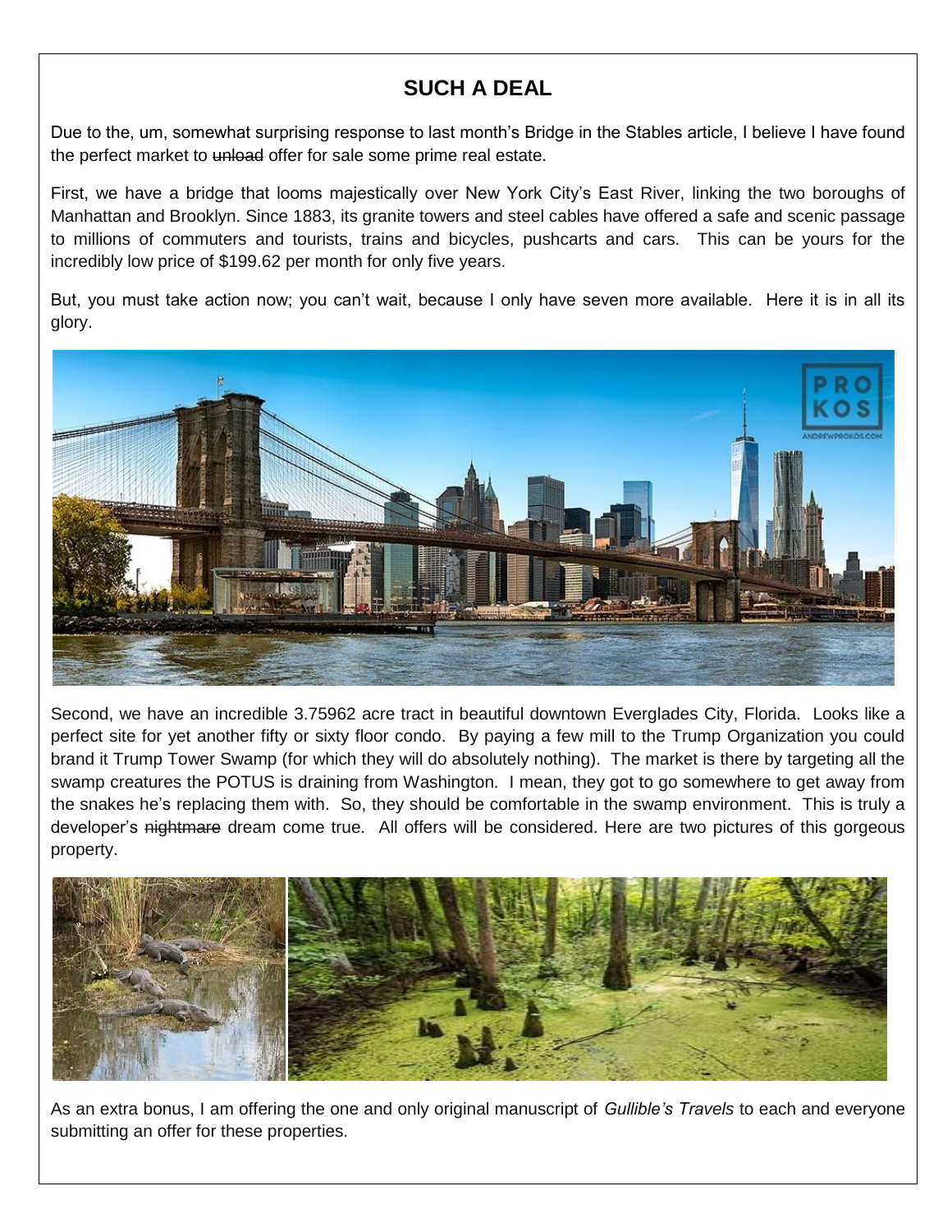## SUCH A DEAL

Due to the, um, somewhat surprising response to last month's Bridge in the Stables article, I believe I have found the perfect market to ~~unload~~ offer for sale some prime real estate.

First, we have a bridge that looms majestically over New York City's East River, linking the two boroughs of Manhattan and Brooklyn. Since 1883, its granite towers and steel cables have offered a safe and scenic passage to millions of commuters and tourists, trains and bicycles, pushcarts and cars. This can be yours for the incredibly low price of $199.62 per month for only five years.

But, you must take action now; you can't wait, because I only have seven more available. Here it is in all its glory.

Second, we have an incredible 3.75962 acre tract in beautiful downtown Everglades City, Florida. Looks like a perfect site for yet another fifty or sixty floor condo. By paying a few mill to the Trump Organization you could brand it Trump Tower Swamp (for which they will do absolutely nothing). The market is there by targeting all the swamp creatures the POTUS is draining from Washington. I mean, they got to go somewhere to get away from the snakes he's replacing them with. So, they should be comfortable in the swamp environment. This is truly a developer's ~~nightmare~~ dream come true. All offers will be considered. Here are two pictures of this gorgeous property.

As an extra bonus, I am offering the one and only original manuscript of *Gullible's Travels* to each and everyone submitting an offer for these properties.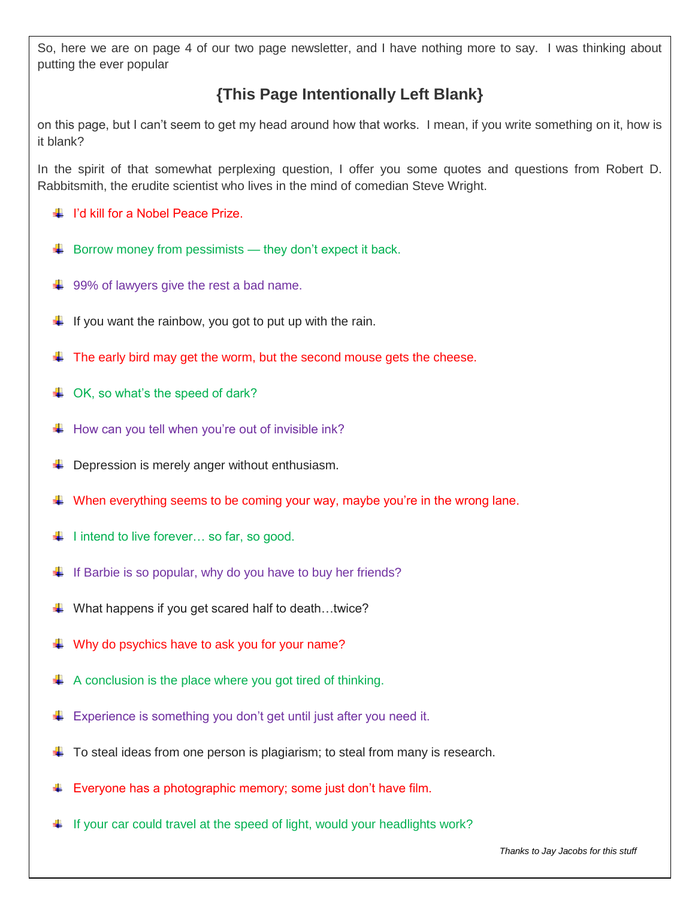So, here we are on page 4 of our two page newsletter, and I have nothing more to say. I was thinking about putting the ever popular

**{This Page Intentionally Left Blank}**

on this page, but I can't seem to get my head around how that works. I mean, if you write something on it, how is it blank?

In the spirit of that somewhat perplexing question, I offer you some quotes and questions from Robert D. Rabbitsmith, the erudite scientist who lives in the mind of comedian Steve Wright.

- I'd kill for a Nobel Peace Prize.
- Borrow money from pessimists — they don't expect it back.
- 99% of lawyers give the rest a bad name.
- If you want the rainbow, you got to put up with the rain.
- The early bird may get the worm, but the second mouse gets the cheese.
- OK, so what's the speed of dark?
- How can you tell when you're out of invisible ink?
- Depression is merely anger without enthusiasm.
- When everything seems to be coming your way, maybe you're in the wrong lane.
- I intend to live forever… so far, so good.
- If Barbie is so popular, why do you have to buy her friends?
- What happens if you get scared half to death…twice?
- Why do psychics have to ask you for your name?
- A conclusion is the place where you got tired of thinking.
- Experience is something you don't get until just after you need it.
- To steal ideas from one person is plagiarism; to steal from many is research.
- Everyone has a photographic memory; some just don't have film.
- If your car could travel at the speed of light, would your headlights work?

*Thanks to Jay Jacobs for this stuff*